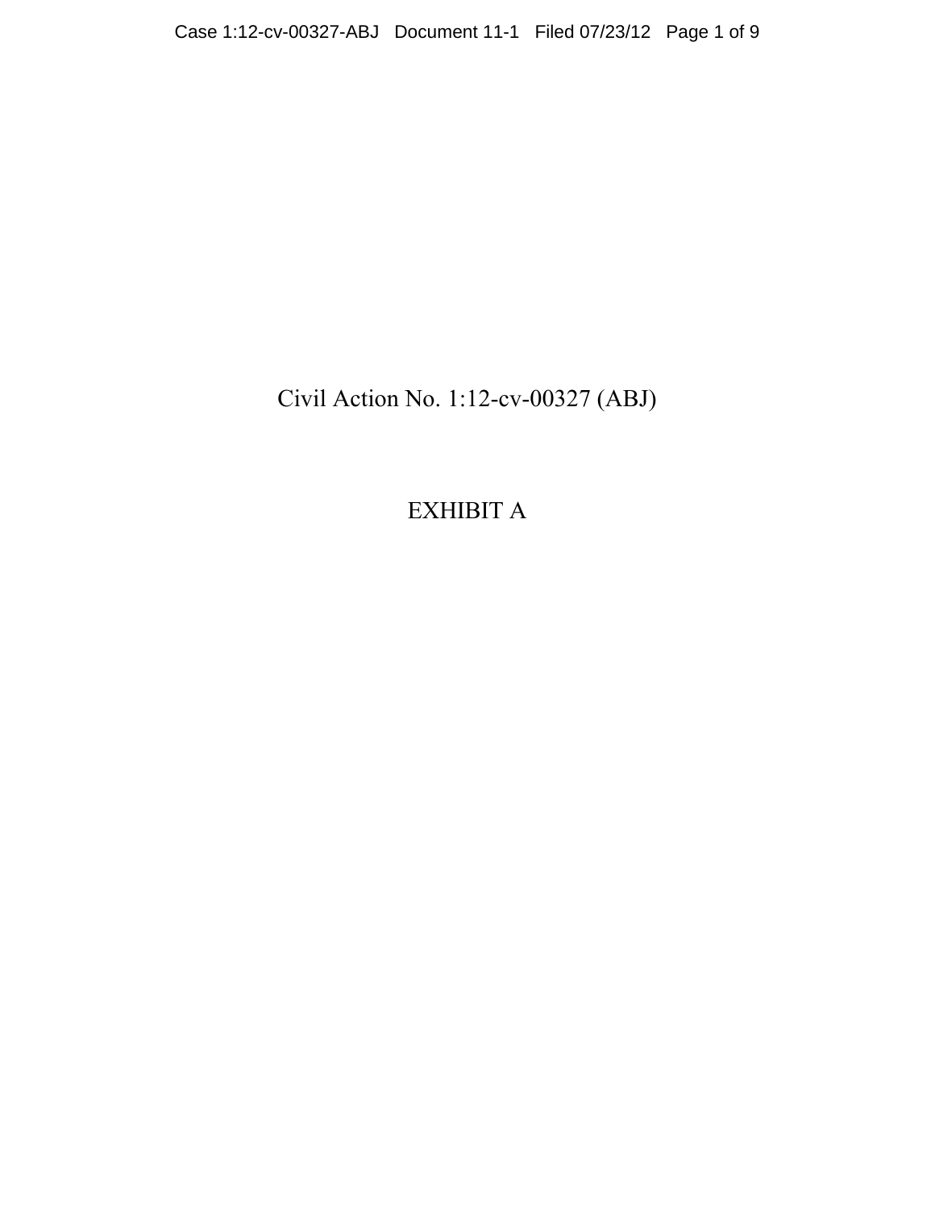Civil Action No. 1:12-cv-00327 (ABJ)

EXHIBIT A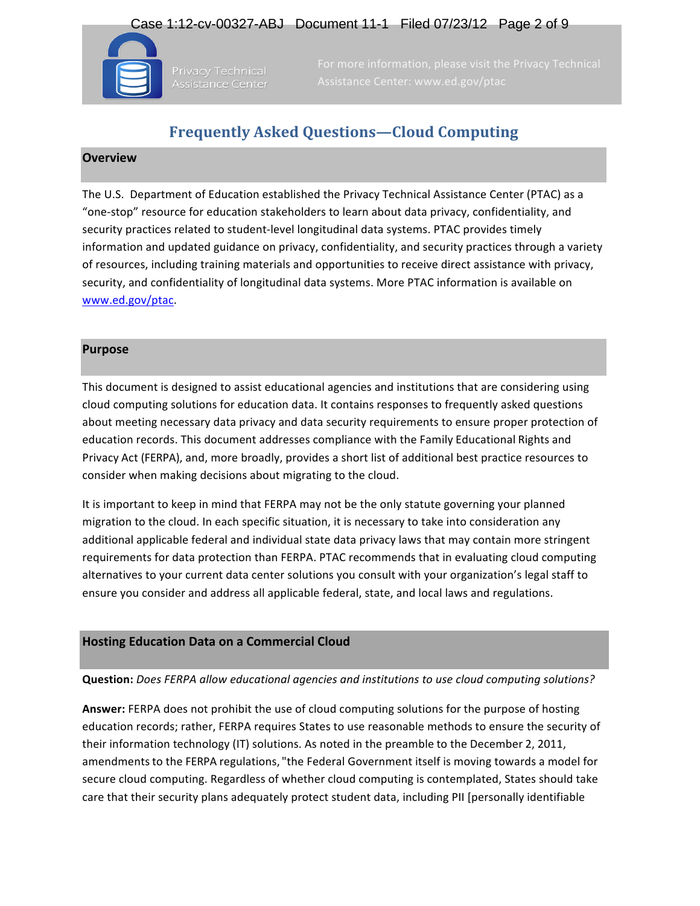Privacy Technical Assistance Center

For more information, please visit the Privacy Technical Assistance Center: www.ed.gov/ptac

# Frequently Asked Questions—Cloud Computing

## Overview

The U.S. Department of Education established the Privacy Technical Assistance Center (PTAC) as a "one-stop" resource for education stakeholders to learn about data privacy, confidentiality, and security practices related to student-level longitudinal data systems. PTAC provides timely information and updated guidance on privacy, confidentiality, and security practices through a variety of resources, including training materials and opportunities to receive direct assistance with privacy, security, and confidentiality of longitudinal data systems. More PTAC information is available on [www.ed.gov/ptac](http://www.ed.gov/ptac).

## Purpose

This document is designed to assist educational agencies and institutions that are considering using cloud computing solutions for education data. It contains responses to frequently asked questions about meeting necessary data privacy and data security requirements to ensure proper protection of education records. This document addresses compliance with the Family Educational Rights and Privacy Act (FERPA), and, more broadly, provides a short list of additional best practice resources to consider when making decisions about migrating to the cloud.

It is important to keep in mind that FERPA may not be the only statute governing your planned migration to the cloud. In each specific situation, it is necessary to take into consideration any additional applicable federal and individual state data privacy laws that may contain more stringent requirements for data protection than FERPA. PTAC recommends that in evaluating cloud computing alternatives to your current data center solutions you consult with your organization's legal staff to ensure you consider and address all applicable federal, state, and local laws and regulations.

## Hosting Education Data on a Commercial Cloud

**Question:** *Does FERPA allow educational agencies and institutions to use cloud computing solutions?*

**Answer:** FERPA does not prohibit the use of cloud computing solutions for the purpose of hosting education records; rather, FERPA requires States to use reasonable methods to ensure the security of their information technology (IT) solutions. As noted in the preamble to the December 2, 2011, amendments to the FERPA regulations, "the Federal Government itself is moving towards a model for secure cloud computing. Regardless of whether cloud computing is contemplated, States should take care that their security plans adequately protect student data, including PII [personally identifiable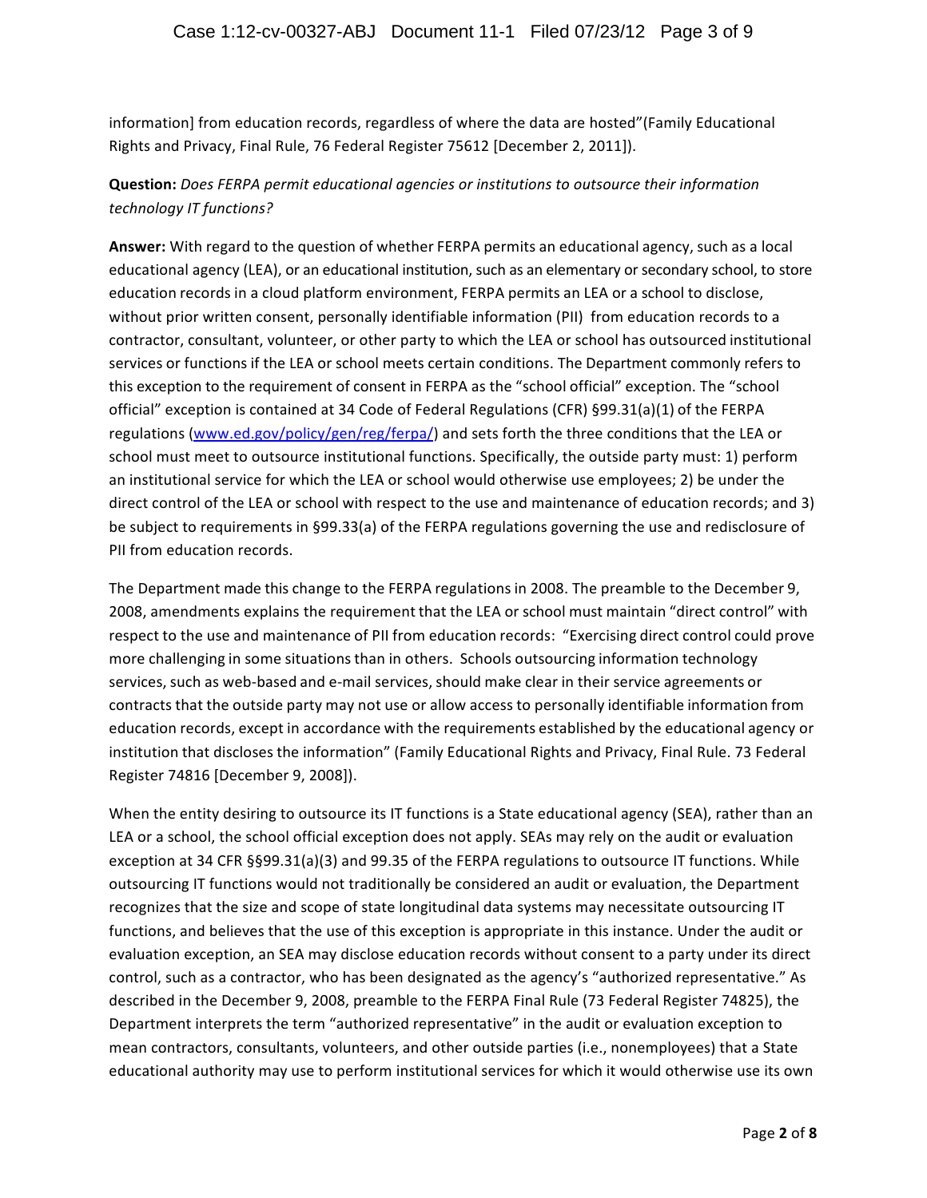information] from education records, regardless of where the data are hosted"(Family Educational Rights and Privacy, Final Rule, 76 Federal Register 75612 [December 2, 2011]).

**Question:** *Does FERPA permit educational agencies or institutions to outsource their information technology IT functions?*

**Answer:** With regard to the question of whether FERPA permits an educational agency, such as a local educational agency (LEA), or an educational institution, such as an elementary or secondary school, to store education records in a cloud platform environment, FERPA permits an LEA or a school to disclose, without prior written consent, personally identifiable information (PII) from education records to a contractor, consultant, volunteer, or other party to which the LEA or school has outsourced institutional services or functions if the LEA or school meets certain conditions. The Department commonly refers to this exception to the requirement of consent in FERPA as the "school official" exception. The "school official" exception is contained at 34 Code of Federal Regulations (CFR) §99.31(a)(1) of the FERPA regulations (www.ed.gov/policy/gen/reg/ferpa/) and sets forth the three conditions that the LEA or school must meet to outsource institutional functions. Specifically, the outside party must: 1) perform an institutional service for which the LEA or school would otherwise use employees; 2) be under the direct control of the LEA or school with respect to the use and maintenance of education records; and 3) be subject to requirements in §99.33(a) of the FERPA regulations governing the use and redisclosure of PII from education records.

The Department made this change to the FERPA regulations in 2008. The preamble to the December 9, 2008, amendments explains the requirement that the LEA or school must maintain "direct control" with respect to the use and maintenance of PII from education records: "Exercising direct control could prove more challenging in some situations than in others. Schools outsourcing information technology services, such as web-based and e-mail services, should make clear in their service agreements or contracts that the outside party may not use or allow access to personally identifiable information from education records, except in accordance with the requirements established by the educational agency or institution that discloses the information" (Family Educational Rights and Privacy, Final Rule. 73 Federal Register 74816 [December 9, 2008]).

When the entity desiring to outsource its IT functions is a State educational agency (SEA), rather than an LEA or a school, the school official exception does not apply. SEAs may rely on the audit or evaluation exception at 34 CFR §§99.31(a)(3) and 99.35 of the FERPA regulations to outsource IT functions. While outsourcing IT functions would not traditionally be considered an audit or evaluation, the Department recognizes that the size and scope of state longitudinal data systems may necessitate outsourcing IT functions, and believes that the use of this exception is appropriate in this instance. Under the audit or evaluation exception, an SEA may disclose education records without consent to a party under its direct control, such as a contractor, who has been designated as the agency's "authorized representative." As described in the December 9, 2008, preamble to the FERPA Final Rule (73 Federal Register 74825), the Department interprets the term "authorized representative" in the audit or evaluation exception to mean contractors, consultants, volunteers, and other outside parties (i.e., nonemployees) that a State educational authority may use to perform institutional services for which it would otherwise use its own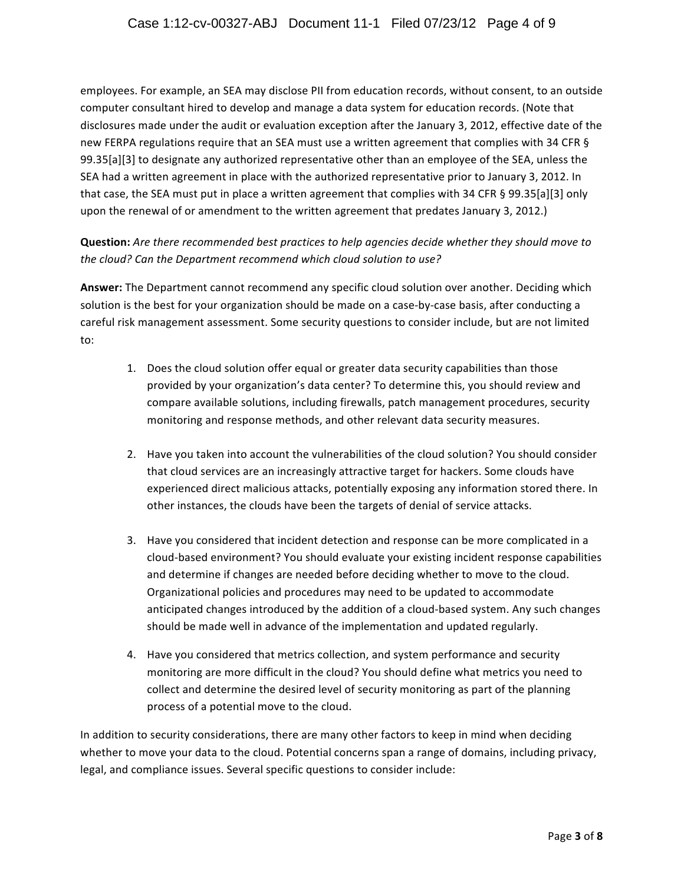employees. For example, an SEA may disclose PII from education records, without consent, to an outside computer consultant hired to develop and manage a data system for education records. (Note that disclosures made under the audit or evaluation exception after the January 3, 2012, effective date of the new FERPA regulations require that an SEA must use a written agreement that complies with 34 CFR § 99.35[a][3] to designate any authorized representative other than an employee of the SEA, unless the SEA had a written agreement in place with the authorized representative prior to January 3, 2012. In that case, the SEA must put in place a written agreement that complies with 34 CFR § 99.35[a][3] only upon the renewal of or amendment to the written agreement that predates January 3, 2012.)

**Question:** *Are there recommended best practices to help agencies decide whether they should move to the cloud? Can the Department recommend which cloud solution to use?*

**Answer:** The Department cannot recommend any specific cloud solution over another. Deciding which solution is the best for your organization should be made on a case-by-case basis, after conducting a careful risk management assessment. Some security questions to consider include, but are not limited to:

1. Does the cloud solution offer equal or greater data security capabilities than those provided by your organization's data center? To determine this, you should review and compare available solutions, including firewalls, patch management procedures, security monitoring and response methods, and other relevant data security measures.

2. Have you taken into account the vulnerabilities of the cloud solution? You should consider that cloud services are an increasingly attractive target for hackers. Some clouds have experienced direct malicious attacks, potentially exposing any information stored there. In other instances, the clouds have been the targets of denial of service attacks.

3. Have you considered that incident detection and response can be more complicated in a cloud-based environment? You should evaluate your existing incident response capabilities and determine if changes are needed before deciding whether to move to the cloud. Organizational policies and procedures may need to be updated to accommodate anticipated changes introduced by the addition of a cloud-based system. Any such changes should be made well in advance of the implementation and updated regularly.

4. Have you considered that metrics collection, and system performance and security monitoring are more difficult in the cloud? You should define what metrics you need to collect and determine the desired level of security monitoring as part of the planning process of a potential move to the cloud.

In addition to security considerations, there are many other factors to keep in mind when deciding whether to move your data to the cloud. Potential concerns span a range of domains, including privacy, legal, and compliance issues. Several specific questions to consider include: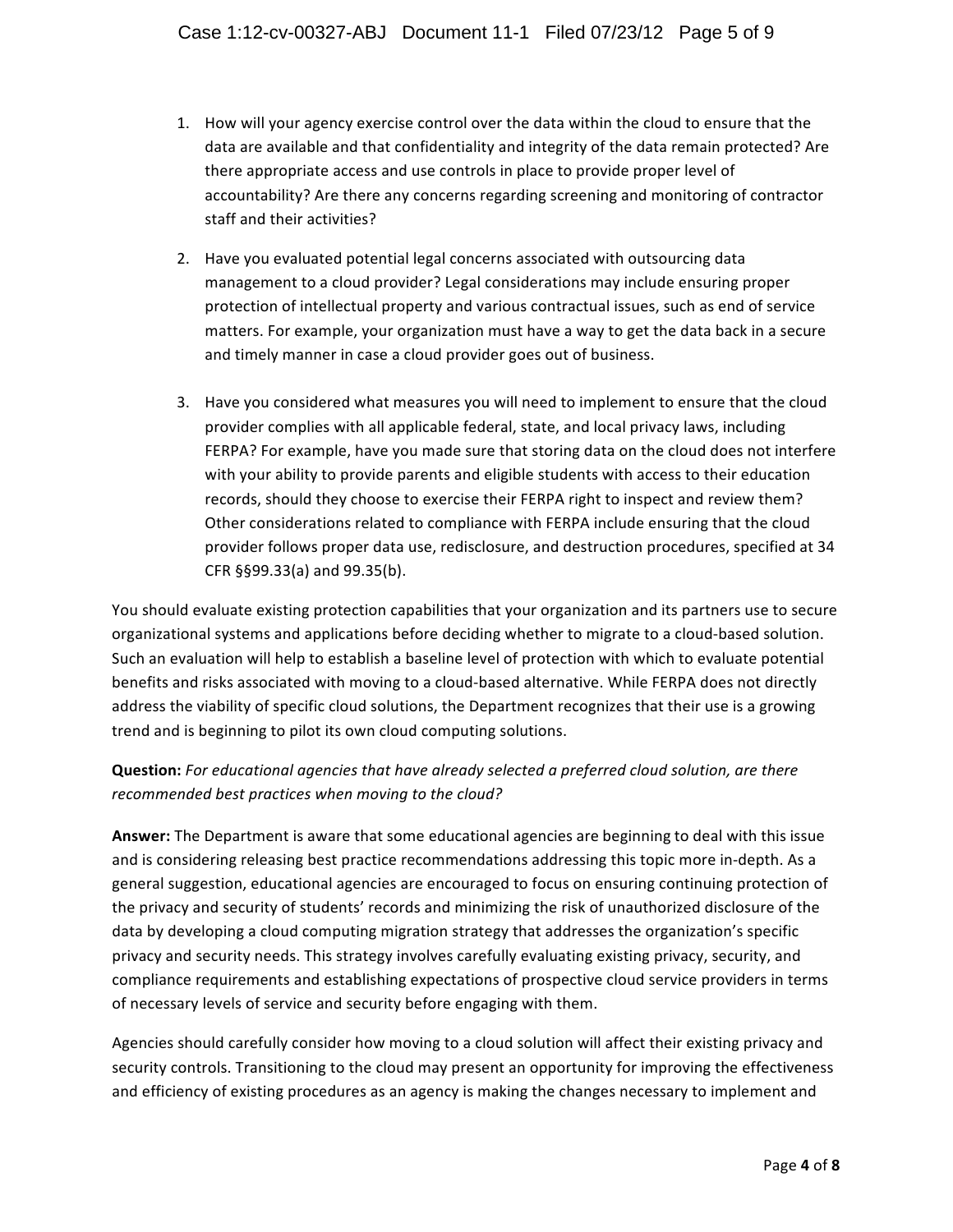1. How will your agency exercise control over the data within the cloud to ensure that the data are available and that confidentiality and integrity of the data remain protected? Are there appropriate access and use controls in place to provide proper level of accountability? Are there any concerns regarding screening and monitoring of contractor staff and their activities?

2. Have you evaluated potential legal concerns associated with outsourcing data management to a cloud provider? Legal considerations may include ensuring proper protection of intellectual property and various contractual issues, such as end of service matters. For example, your organization must have a way to get the data back in a secure and timely manner in case a cloud provider goes out of business.

3. Have you considered what measures you will need to implement to ensure that the cloud provider complies with all applicable federal, state, and local privacy laws, including FERPA? For example, have you made sure that storing data on the cloud does not interfere with your ability to provide parents and eligible students with access to their education records, should they choose to exercise their FERPA right to inspect and review them? Other considerations related to compliance with FERPA include ensuring that the cloud provider follows proper data use, redisclosure, and destruction procedures, specified at 34 CFR §§99.33(a) and 99.35(b).

You should evaluate existing protection capabilities that your organization and its partners use to secure organizational systems and applications before deciding whether to migrate to a cloud-based solution. Such an evaluation will help to establish a baseline level of protection with which to evaluate potential benefits and risks associated with moving to a cloud-based alternative. While FERPA does not directly address the viability of specific cloud solutions, the Department recognizes that their use is a growing trend and is beginning to pilot its own cloud computing solutions.

**Question:** *For educational agencies that have already selected a preferred cloud solution, are there recommended best practices when moving to the cloud?*

**Answer:** The Department is aware that some educational agencies are beginning to deal with this issue and is considering releasing best practice recommendations addressing this topic more in-depth. As a general suggestion, educational agencies are encouraged to focus on ensuring continuing protection of the privacy and security of students' records and minimizing the risk of unauthorized disclosure of the data by developing a cloud computing migration strategy that addresses the organization's specific privacy and security needs. This strategy involves carefully evaluating existing privacy, security, and compliance requirements and establishing expectations of prospective cloud service providers in terms of necessary levels of service and security before engaging with them.

Agencies should carefully consider how moving to a cloud solution will affect their existing privacy and security controls. Transitioning to the cloud may present an opportunity for improving the effectiveness and efficiency of existing procedures as an agency is making the changes necessary to implement and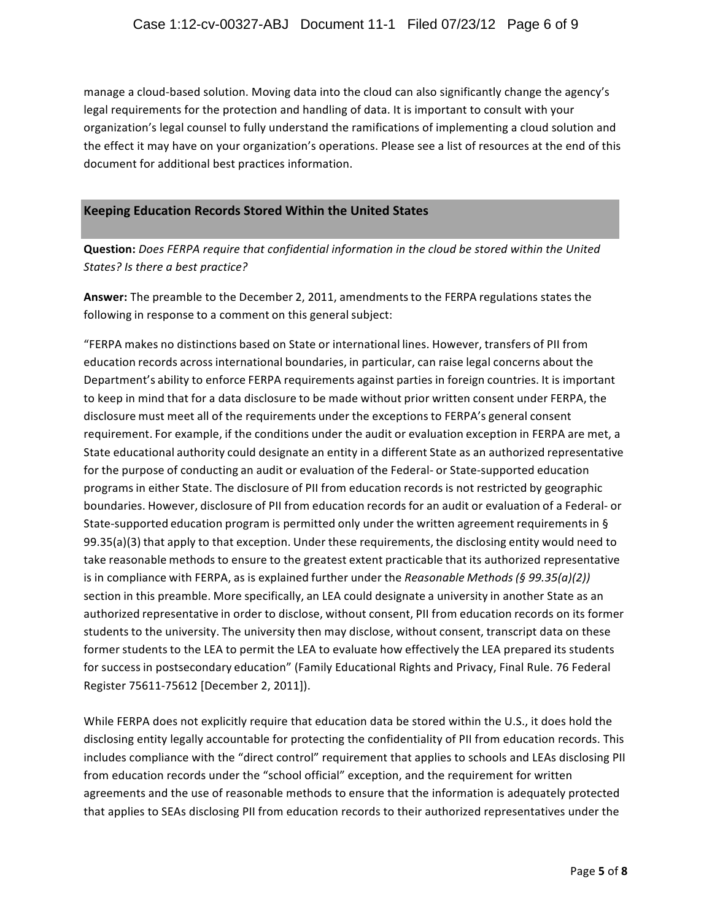manage a cloud-based solution. Moving data into the cloud can also significantly change the agency's legal requirements for the protection and handling of data. It is important to consult with your organization's legal counsel to fully understand the ramifications of implementing a cloud solution and the effect it may have on your organization's operations. Please see a list of resources at the end of this document for additional best practices information.

## Keeping Education Records Stored Within the United States

**Question:** *Does FERPA require that confidential information in the cloud be stored within the United States? Is there a best practice?*

**Answer:** The preamble to the December 2, 2011, amendments to the FERPA regulations states the following in response to a comment on this general subject:

"FERPA makes no distinctions based on State or international lines. However, transfers of PII from education records across international boundaries, in particular, can raise legal concerns about the Department's ability to enforce FERPA requirements against parties in foreign countries. It is important to keep in mind that for a data disclosure to be made without prior written consent under FERPA, the disclosure must meet all of the requirements under the exceptions to FERPA's general consent requirement. For example, if the conditions under the audit or evaluation exception in FERPA are met, a State educational authority could designate an entity in a different State as an authorized representative for the purpose of conducting an audit or evaluation of the Federal- or State-supported education programs in either State. The disclosure of PII from education records is not restricted by geographic boundaries. However, disclosure of PII from education records for an audit or evaluation of a Federal- or State-supported education program is permitted only under the written agreement requirements in § 99.35(a)(3) that apply to that exception. Under these requirements, the disclosing entity would need to take reasonable methods to ensure to the greatest extent practicable that its authorized representative is in compliance with FERPA, as is explained further under the *Reasonable Methods (§ 99.35(a)(2))* section in this preamble. More specifically, an LEA could designate a university in another State as an authorized representative in order to disclose, without consent, PII from education records on its former students to the university. The university then may disclose, without consent, transcript data on these former students to the LEA to permit the LEA to evaluate how effectively the LEA prepared its students for success in postsecondary education" (Family Educational Rights and Privacy, Final Rule. 76 Federal Register 75611-75612 [December 2, 2011]).

While FERPA does not explicitly require that education data be stored within the U.S., it does hold the disclosing entity legally accountable for protecting the confidentiality of PII from education records. This includes compliance with the "direct control" requirement that applies to schools and LEAs disclosing PII from education records under the "school official" exception, and the requirement for written agreements and the use of reasonable methods to ensure that the information is adequately protected that applies to SEAs disclosing PII from education records to their authorized representatives under the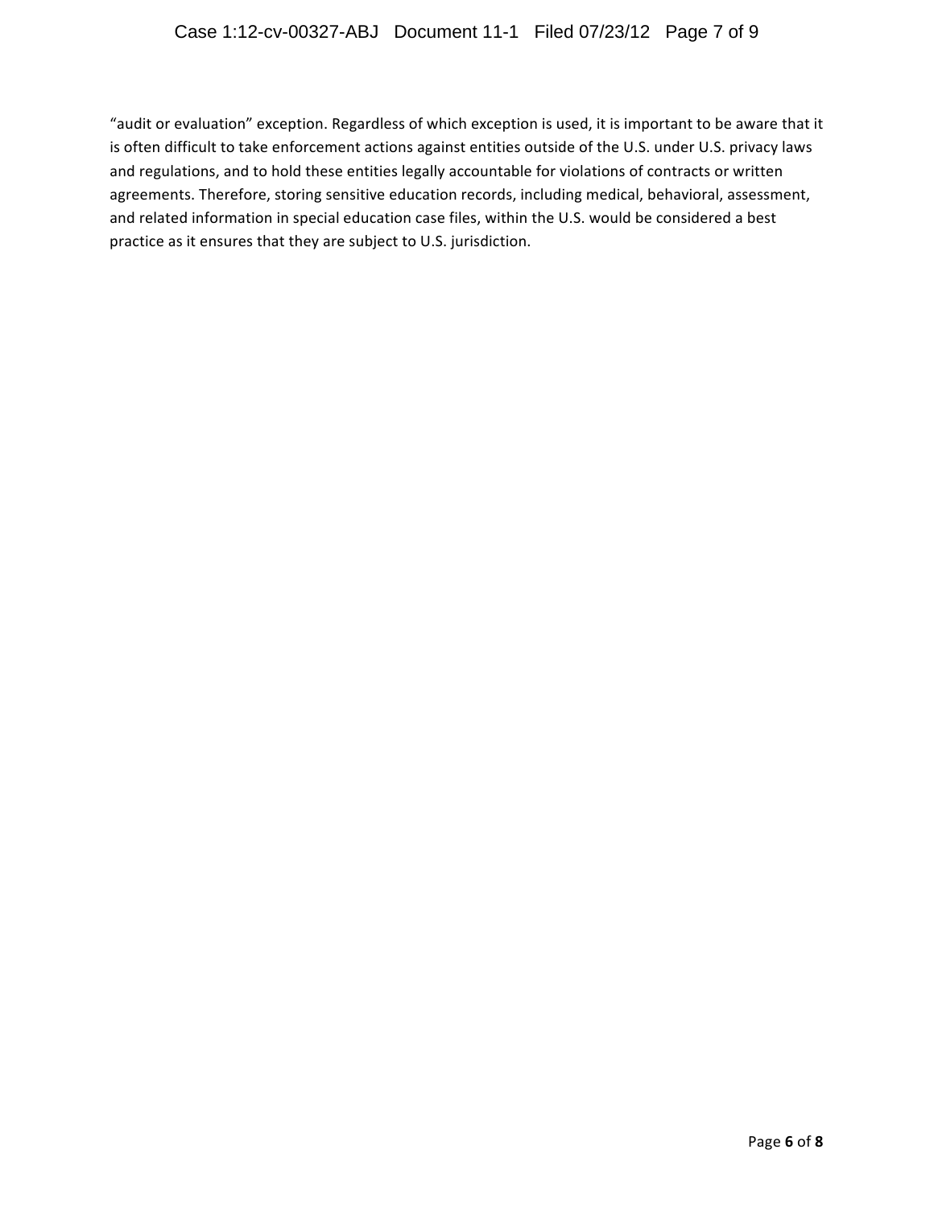"audit or evaluation" exception. Regardless of which exception is used, it is important to be aware that it is often difficult to take enforcement actions against entities outside of the U.S. under U.S. privacy laws and regulations, and to hold these entities legally accountable for violations of contracts or written agreements. Therefore, storing sensitive education records, including medical, behavioral, assessment, and related information in special education case files, within the U.S. would be considered a best practice as it ensures that they are subject to U.S. jurisdiction.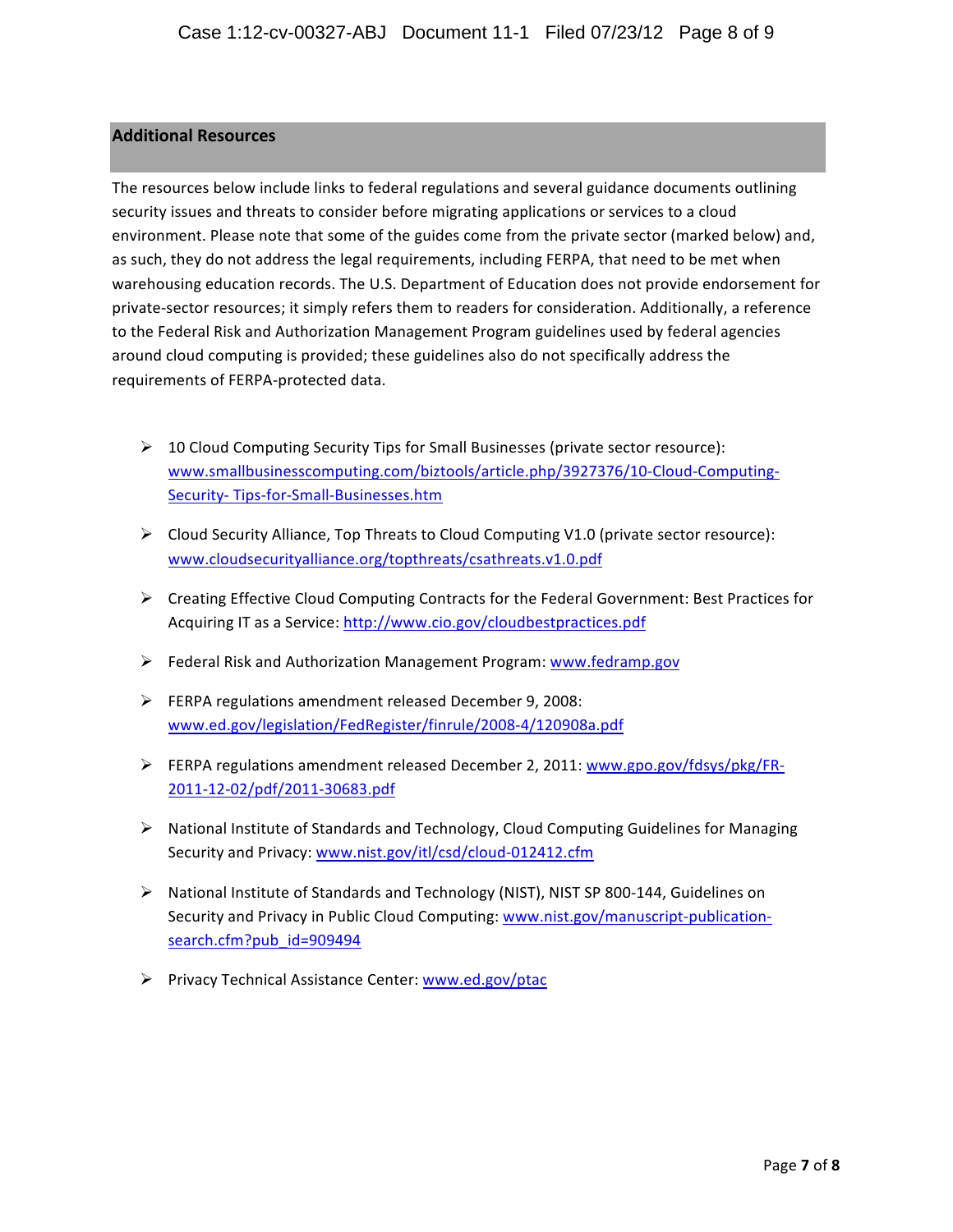## Additional Resources

The resources below include links to federal regulations and several guidance documents outlining security issues and threats to consider before migrating applications or services to a cloud environment. Please note that some of the guides come from the private sector (marked below) and, as such, they do not address the legal requirements, including FERPA, that need to be met when warehousing education records. The U.S. Department of Education does not provide endorsement for private-sector resources; it simply refers them to readers for consideration. Additionally, a reference to the Federal Risk and Authorization Management Program guidelines used by federal agencies around cloud computing is provided; these guidelines also do not specifically address the requirements of FERPA-protected data.

- 10 Cloud Computing Security Tips for Small Businesses (private sector resource): www.smallbusinesscomputing.com/biztools/article.php/3927376/10-Cloud-Computing-Security- Tips-for-Small-Businesses.htm
- Cloud Security Alliance, Top Threats to Cloud Computing V1.0 (private sector resource): www.cloudsecurityalliance.org/topthreats/csathreats.v1.0.pdf
- Creating Effective Cloud Computing Contracts for the Federal Government: Best Practices for Acquiring IT as a Service: http://www.cio.gov/cloudbestpractices.pdf
- Federal Risk and Authorization Management Program: www.fedramp.gov
- FERPA regulations amendment released December 9, 2008: www.ed.gov/legislation/FedRegister/finrule/2008-4/120908a.pdf
- FERPA regulations amendment released December 2, 2011: www.gpo.gov/fdsys/pkg/FR-2011-12-02/pdf/2011-30683.pdf
- National Institute of Standards and Technology, Cloud Computing Guidelines for Managing Security and Privacy: www.nist.gov/itl/csd/cloud-012412.cfm
- National Institute of Standards and Technology (NIST), NIST SP 800-144, Guidelines on Security and Privacy in Public Cloud Computing: www.nist.gov/manuscript-publication-search.cfm?pub_id=909494
- Privacy Technical Assistance Center: www.ed.gov/ptac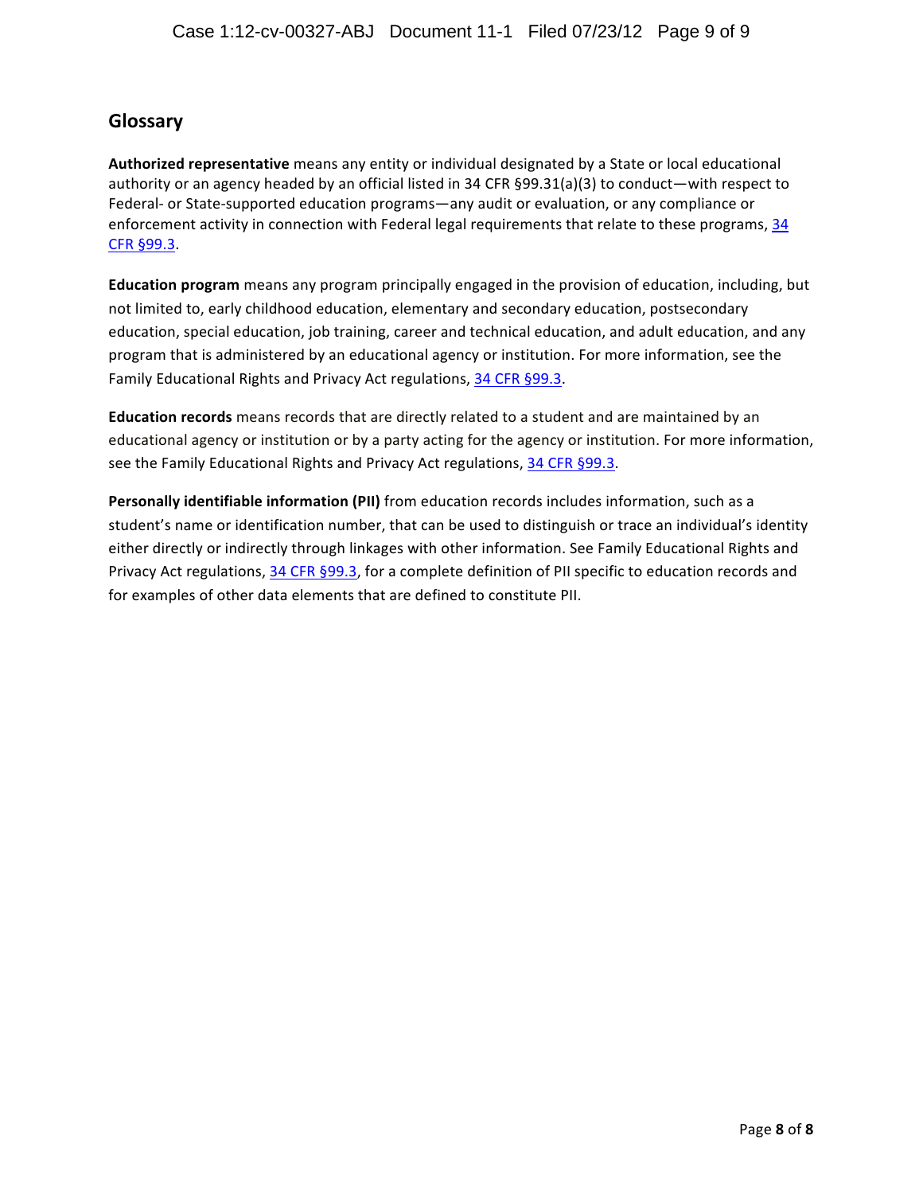## Glossary

**Authorized representative** means any entity or individual designated by a State or local educational authority or an agency headed by an official listed in 34 CFR §99.31(a)(3) to conduct—with respect to Federal- or State-supported education programs—any audit or evaluation, or any compliance or enforcement activity in connection with Federal legal requirements that relate to these programs, 34 CFR §99.3.

**Education program** means any program principally engaged in the provision of education, including, but not limited to, early childhood education, elementary and secondary education, postsecondary education, special education, job training, career and technical education, and adult education, and any program that is administered by an educational agency or institution. For more information, see the Family Educational Rights and Privacy Act regulations, 34 CFR §99.3.

**Education records** means records that are directly related to a student and are maintained by an educational agency or institution or by a party acting for the agency or institution. For more information, see the Family Educational Rights and Privacy Act regulations, 34 CFR §99.3.

**Personally identifiable information (PII)** from education records includes information, such as a student's name or identification number, that can be used to distinguish or trace an individual's identity either directly or indirectly through linkages with other information. See Family Educational Rights and Privacy Act regulations, 34 CFR §99.3, for a complete definition of PII specific to education records and for examples of other data elements that are defined to constitute PII.